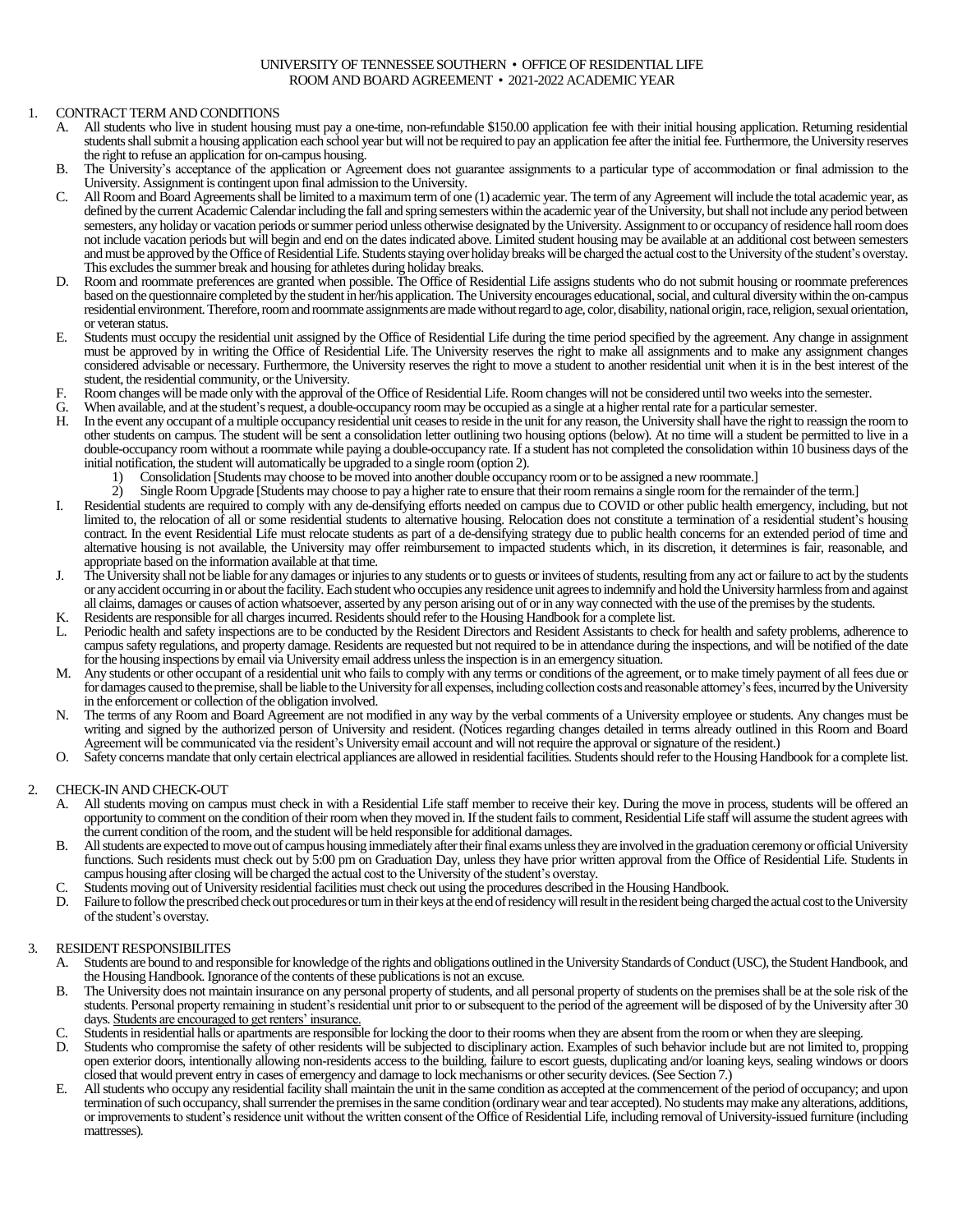# UNIVERSITY OF TENNESSEE SOUTHERN • OFFICE OF RESIDENTIAL LIFE
## ROOM AND BOARD AGREEMENT • 2021-2022 ACADEMIC YEAR

1. CONTRACT TERM AND CONDITIONS
   - A. All students who live in student housing must pay a one-time, non-refundable $150.00 application fee with their initial housing application. Returning residential students shall submit a housing application each school year but will not be required to pay an application fee after the initial fee. Furthermore, the University reserves the right to refuse an application for on-campus housing.
   - B. The University's acceptance of the application or Agreement does not guarantee assignments to a particular type of accommodation or final admission to the University. Assignment is contingent upon final admission to the University.
   - C. All Room and Board Agreements shall be limited to a maximum term of one (1) academic year. The term of any Agreement will include the total academic year, as defined by the current Academic Calendar including the fall and spring semesters within the academic year of the University, but shall not include any period between semesters, any holiday or vacation periods or summer period unless otherwise designated by the University. Assignment to or occupancy of residence hall room does not include vacation periods but will begin and end on the dates indicated above. Limited student housing may be available at an additional cost between semesters and must be approved by the Office of Residential Life. Students staying over holiday breaks will be charged the actual cost to the University of the student's overstay. This excludes the summer break and housing for athletes during holiday breaks.
   - D. Room and roommate preferences are granted when possible. The Office of Residential Life assigns students who do not submit housing or roommate preferences based on the questionnaire completed by the student in her/his application. The University encourages educational, social, and cultural diversity within the on-campus residential environment. Therefore, room and roommate assignments are made without regard to age, color, disability, national origin, race, religion, sexual orientation, or veteran status.
   - E. Students must occupy the residential unit assigned by the Office of Residential Life during the time period specified by the agreement. Any change in assignment must be approved by in writing the Office of Residential Life. The University reserves the right to make all assignments and to make any assignment changes considered advisable or necessary. Furthermore, the University reserves the right to move a student to another residential unit when it is in the best interest of the student, the residential community, or the University.
   - F. Room changes will be made only with the approval of the Office of Residential Life. Room changes will not be considered until two weeks into the semester.
   - G. When available, and at the student's request, a double-occupancy room may be occupied as a single at a higher rental rate for a particular semester.
   - H. In the event any occupant of a multiple occupancy residential unit ceases to reside in the unit for any reason, the University shall have the right to reassign the room to other students on campus. The student will be sent a consolidation letter outlining two housing options (below). At no time will a student be permitted to live in a double-occupancy room without a roommate while paying a double-occupancy rate. If a student has not completed the consolidation within 10 business days of the initial notification, the student will automatically be upgraded to a single room (option 2).
     1) Consolidation [Students may choose to be moved into another double occupancy room or to be assigned a new roommate.]
     2) Single Room Upgrade [Students may choose to pay a higher rate to ensure that their room remains a single room for the remainder of the term.]
   - I. Residential students are required to comply with any de-densifying efforts needed on campus due to COVID or other public health emergency, including, but not limited to, the relocation of all or some residential students to alternative housing. Relocation does not constitute a termination of a residential student's housing contract. In the event Residential Life must relocate students as part of a de-densifying strategy due to public health concerns for an extended period of time and alternative housing is not available, the University may offer reimbursement to impacted students which, in its discretion, it determines is fair, reasonable, and appropriate based on the information available at that time.
   - J. The University shall not be liable for any damages or injuries to any students or to guests or invitees of students, resulting from any act or failure to act by the students or any accident occurring in or about the facility. Each student who occupies any residence unit agrees to indemnify and hold the University harmless from and against all claims, damages or causes of action whatsoever, asserted by any person arising out of or in any way connected with the use of the premises by the students.
   - K. Residents are responsible for all charges incurred. Residents should refer to the Housing Handbook for a complete list.
   - L. Periodic health and safety inspections are to be conducted by the Resident Directors and Resident Assistants to check for health and safety problems, adherence to campus safety regulations, and property damage. Residents are requested but not required to be in attendance during the inspections, and will be notified of the date for the housing inspections by email via University email address unless the inspection is in an emergency situation.
   - M. Any students or other occupant of a residential unit who fails to comply with any terms or conditions of the agreement, or to make timely payment of all fees due or for damages caused to the premise, shall be liable to the University for all expenses, including collection costs and reasonable attorney's fees, incurred by the University in the enforcement or collection of the obligation involved.
   - N. The terms of any Room and Board Agreement are not modified in any way by the verbal comments of a University employee or students. Any changes must be writing and signed by the authorized person of University and resident. (Notices regarding changes detailed in terms already outlined in this Room and Board Agreement will be communicated via the resident's University email account and will not require the approval or signature of the resident.)
   - O. Safety concerns mandate that only certain electrical appliances are allowed in residential facilities. Students should refer to the Housing Handbook for a complete list.

2. CHECK-IN AND CHECK-OUT
   - A. All students moving on campus must check in with a Residential Life staff member to receive their key. During the move in process, students will be offered an opportunity to comment on the condition of their room when they moved in. If the student fails to comment, Residential Life staff will assume the student agrees with the current condition of the room, and the student will be held responsible for additional damages.
   - B. All students are expected to move out of campus housing immediately after their final exams unless they are involved in the graduation ceremony or official University functions. Such residents must check out by 5:00 pm on Graduation Day, unless they have prior written approval from the Office of Residential Life. Students in campus housing after closing will be charged the actual cost to the University of the student's overstay.
   - C. Students moving out of University residential facilities must check out using the procedures described in the Housing Handbook.
   - D. Failure to follow the prescribed check out procedures or turn in their keys at the end of residency will result in the resident being charged the actual cost to the University of the student's overstay.

3. RESIDENT RESPONSIBILITES
   - A. Students are bound to and responsible for knowledge of the rights and obligations outlined in the University Standards of Conduct (USC), the Student Handbook, and the Housing Handbook. Ignorance of the contents of these publications is not an excuse.
   - B. The University does not maintain insurance on any personal property of students, and all personal property of students on the premises shall be at the sole risk of the students. Personal property remaining in student's residential unit prior to or subsequent to the period of the agreement will be disposed of by the University after 30 days. Students are encouraged to get renters' insurance.
   - C. Students in residential halls or apartments are responsible for locking the door to their rooms when they are absent from the room or when they are sleeping.
   - D. Students who compromise the safety of other residents will be subjected to disciplinary action. Examples of such behavior include but are not limited to, propping open exterior doors, intentionally allowing non-residents access to the building, failure to escort guests, duplicating and/or loaning keys, sealing windows or doors closed that would prevent entry in cases of emergency and damage to lock mechanisms or other security devices. (See Section 7.)
   - E. All students who occupy any residential facility shall maintain the unit in the same condition as accepted at the commencement of the period of occupancy; and upon termination of such occupancy, shall surrender the premises in the same condition (ordinary wear and tear accepted). No students may make any alterations, additions, or improvements to student's residence unit without the written consent of the Office of Residential Life, including removal of University-issued furniture (including mattresses).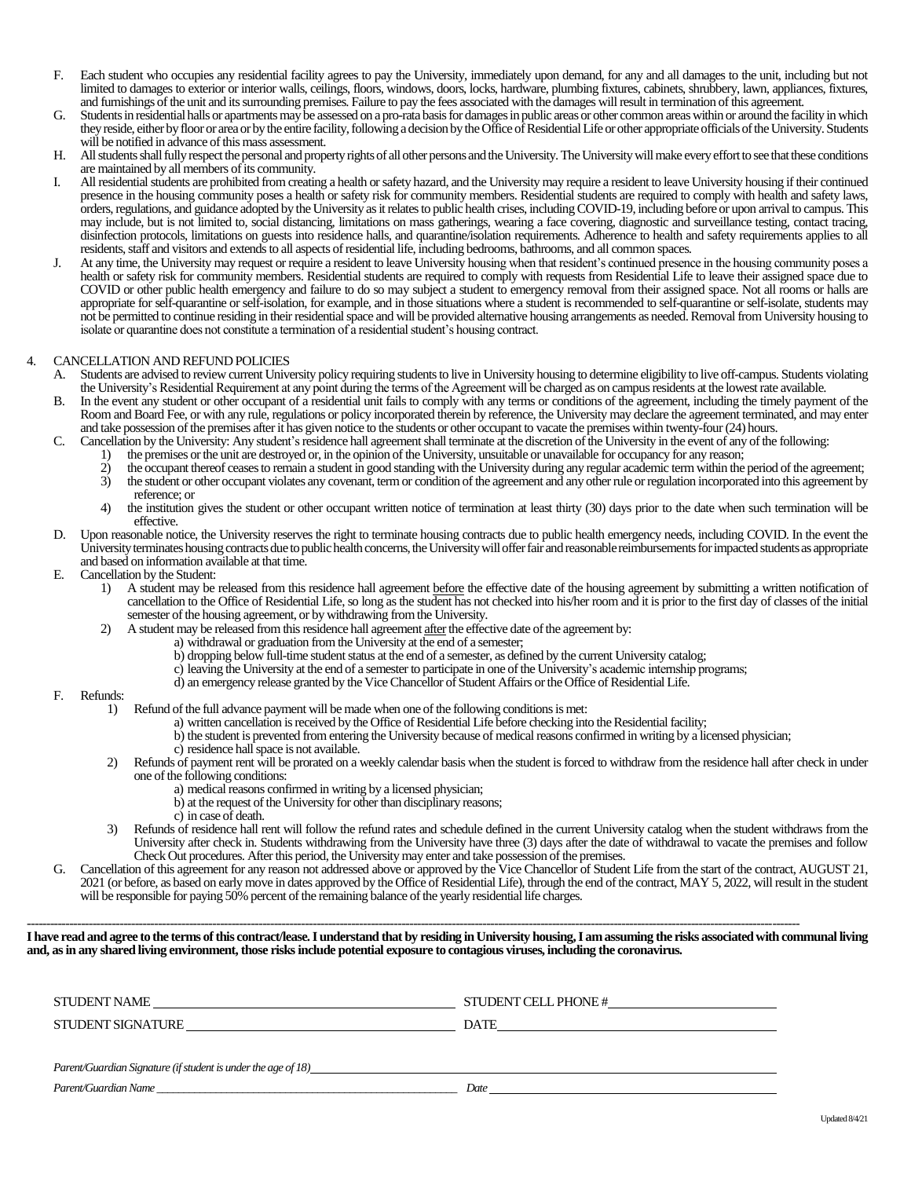F. Each student who occupies any residential facility agrees to pay the University, immediately upon demand, for any and all damages to the unit, including but not limited to damages to exterior or interior walls, ceilings, floors, windows, doors, locks, hardware, plumbing fixtures, cabinets, shrubbery, lawn, appliances, fixtures, and furnishings of the unit and its surrounding premises. Failure to pay the fees associated with the damages will result in termination of this agreement.

G. Students in residential halls or apartments may be assessed on a pro-rata basis for damages in public areas or other common areas within or around the facility in which they reside, either by floor or area or by the entire facility, following a decision by the Office of Residential Life or other appropriate officials of the University. Students will be notified in advance of this mass assessment.

H. All students shall fully respect the personal and property rights of all other persons and the University. The University will make every effort to see that these conditions are maintained by all members of its community.

I. All residential students are prohibited from creating a health or safety hazard, and the University may require a resident to leave University housing if their continued presence in the housing community poses a health or safety risk for community members. Residential students are required to comply with health and safety laws, orders, regulations, and guidance adopted by the University as it relates to public health crises, including COVID-19, including before or upon arrival to campus. This may include, but is not limited to, social distancing, limitations on mass gatherings, wearing a face covering, diagnostic and surveillance testing, contact tracing, disinfection protocols, limitations on guests into residence halls, and quarantine/isolation requirements. Adherence to health and safety requirements applies to all residents, staff and visitors and extends to all aspects of residential life, including bedrooms, bathrooms, and all common spaces.

J. At any time, the University may request or require a resident to leave University housing when that resident's continued presence in the housing community poses a health or safety risk for community members. Residential students are required to comply with requests from Residential Life to leave their assigned space due to COVID or other public health emergency and failure to do so may subject a student to emergency removal from their assigned space. Not all rooms or halls are appropriate for self-quarantine or self-isolation, for example, and in those situations where a student is recommended to self-quarantine or self-isolate, students may not be permitted to continue residing in their residential space and will be provided alternative housing arrangements as needed. Removal from University housing to isolate or quarantine does not constitute a termination of a residential student's housing contract.

4. CANCELLATION AND REFUND POLICIES

A. Students are advised to review current University policy requiring students to live in University housing to determine eligibility to live off-campus. Students violating the University's Residential Requirement at any point during the terms of the Agreement will be charged as on campus residents at the lowest rate available.

B. In the event any student or other occupant of a residential unit fails to comply with any terms or conditions of the agreement, including the timely payment of the Room and Board Fee, or with any rule, regulations or policy incorporated therein by reference, the University may declare the agreement terminated, and may enter and take possession of the premises after it has given notice to the students or other occupant to vacate the premises within twenty-four (24) hours.

C. Cancellation by the University: Any student's residence hall agreement shall terminate at the discretion of the University in the event of any of the following:
   1) the premises or the unit are destroyed or, in the opinion of the University, unsuitable or unavailable for occupancy for any reason;
   2) the occupant thereof ceases to remain a student in good standing with the University during any regular academic term within the period of the agreement;
   3) the student or other occupant violates any covenant, term or condition of the agreement and any other rule or regulation incorporated into this agreement by reference; or
   4) the institution gives the student or other occupant written notice of termination at least thirty (30) days prior to the date when such termination will be effective.

D. Upon reasonable notice, the University reserves the right to terminate housing contracts due to public health emergency needs, including COVID. In the event the University terminates housing contracts due to public health concerns, the University will offer fair and reasonable reimbursements for impacted students as appropriate and based on information available at that time.

E. Cancellation by the Student:
   1) A student may be released from this residence hall agreement before the effective date of the housing agreement by submitting a written notification of cancellation to the Office of Residential Life, so long as the student has not checked into his/her room and it is prior to the first day of classes of the initial semester of the housing agreement, or by withdrawing from the University.
   2) A student may be released from this residence hall agreement after the effective date of the agreement by:
      a) withdrawal or graduation from the University at the end of a semester;
      b) dropping below full-time student status at the end of a semester, as defined by the current University catalog;
      c) leaving the University at the end of a semester to participate in one of the University's academic internship programs;
      d) an emergency release granted by the Vice Chancellor of Student Affairs or the Office of Residential Life.

F. Refunds:
   1) Refund of the full advance payment will be made when one of the following conditions is met:
      a) written cancellation is received by the Office of Residential Life before checking into the Residential facility;
      b) the student is prevented from entering the University because of medical reasons confirmed in writing by a licensed physician;
      c) residence hall space is not available.
   2) Refunds of payment rent will be prorated on a weekly calendar basis when the student is forced to withdraw from the residence hall after check in under one of the following conditions:
      a) medical reasons confirmed in writing by a licensed physician;
      b) at the request of the University for other than disciplinary reasons;
      c) in case of death.
   3) Refunds of residence hall rent will follow the refund rates and schedule defined in the current University catalog when the student withdraws from the University after check in. Students withdrawing from the University have three (3) days after the date of withdrawal to vacate the premises and follow Check Out procedures. After this period, the University may enter and take possession of the premises.

G. Cancellation of this agreement for any reason not addressed above or approved by the Vice Chancellor of Student Life from the start of the contract, AUGUST 21, 2021 (or before, as based on early move in dates approved by the Office of Residential Life), through the end of the contract, MAY 5, 2022, will result in the student will be responsible for paying 50% percent of the remaining balance of the yearly residential life charges.

---

**I have read and agree to the terms of this contract/lease. I understand that by residing in University housing, I am assuming the risks associated with communal living and, as in any shared living environment, those risks include potential exposure to contagious viruses, including the coronavirus.**

STUDENT NAME ______________________ STUDENT CELL PHONE # ______________________

STUDENT SIGNATURE ______________________ DATE ______________________

*Parent/Guardian Signature (if student is under the age of 18)* ______________________

*Parent/Guardian Name* ______________________ *Date* ______________________

Updated 8/4/21